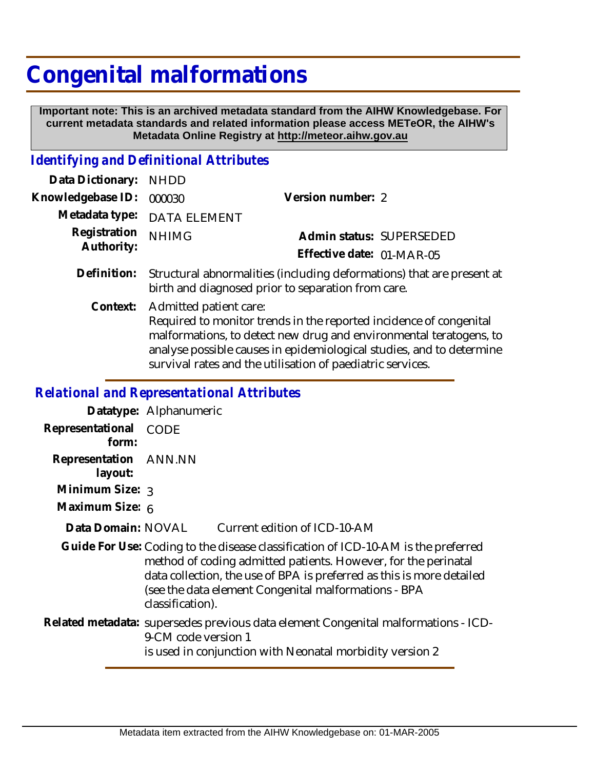# Congenital malformations

**Important note: This is an archived metadata standard from the AIHW Knowledgebase. For current metadata standards and related information please access METeOR, the AIHW's Metadata Online Registry at http://meteor.aihw.gov.au**

## *Identifying and Definitional Attributes*

| | | | |
|---|---|---|---|
| **Data Dictionary:** | NHDD | | |
| **Knowledgebase ID:** | 000030 | **Version number:** | 2 |
| **Metadata type:** | DATA ELEMENT | | |
| **Registration Authority:** | NHIMG | **Admin status:** | SUPERSEDED |
| | | **Effective date:** | 01-MAR-05 |

**Definition:** Structural abnormalities (including deformations) that are present at birth and diagnosed prior to separation from care.

**Context:** Admitted patient care:
Required to monitor trends in the reported incidence of congenital malformations, to detect new drug and environmental teratogens, to analyse possible causes in epidemiological studies, and to determine survival rates and the utilisation of paediatric services.

## *Relational and Representational Attributes*

**Datatype:** Alphanumeric

**Representational form:** CODE

**Representation layout:** ANN.NN

**Minimum Size:** 3

**Maximum Size:** 6

**Data Domain:** NOVAL Current edition of ICD-10-AM

**Guide For Use:** Coding to the disease classification of ICD-10-AM is the preferred method of coding admitted patients. However, for the perinatal data collection, the use of BPA is preferred as this is more detailed (see the data element Congenital malformations - BPA classification).

**Related metadata:** supersedes previous data element Congenital malformations - ICD-9-CM code version 1
is used in conjunction with Neonatal morbidity version 2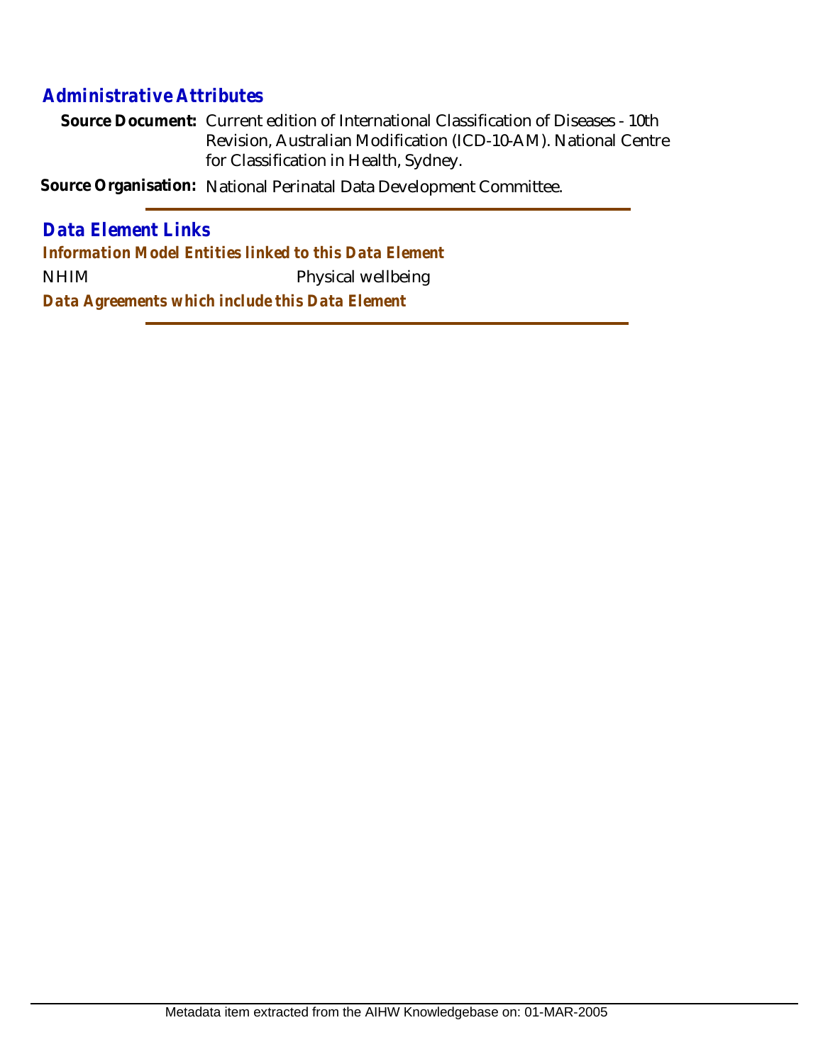## Administrative Attributes

**Source Document:** Current edition of International Classification of Diseases - 10th Revision, Australian Modification (ICD-10-AM). National Centre for Classification in Health, Sydney.

**Source Organisation:** National Perinatal Data Development Committee.

## Data Element Links

### Information Model Entities linked to this Data Element

| | |
|---|---|
| NHIM | Physical wellbeing |

### Data Agreements which include this Data Element